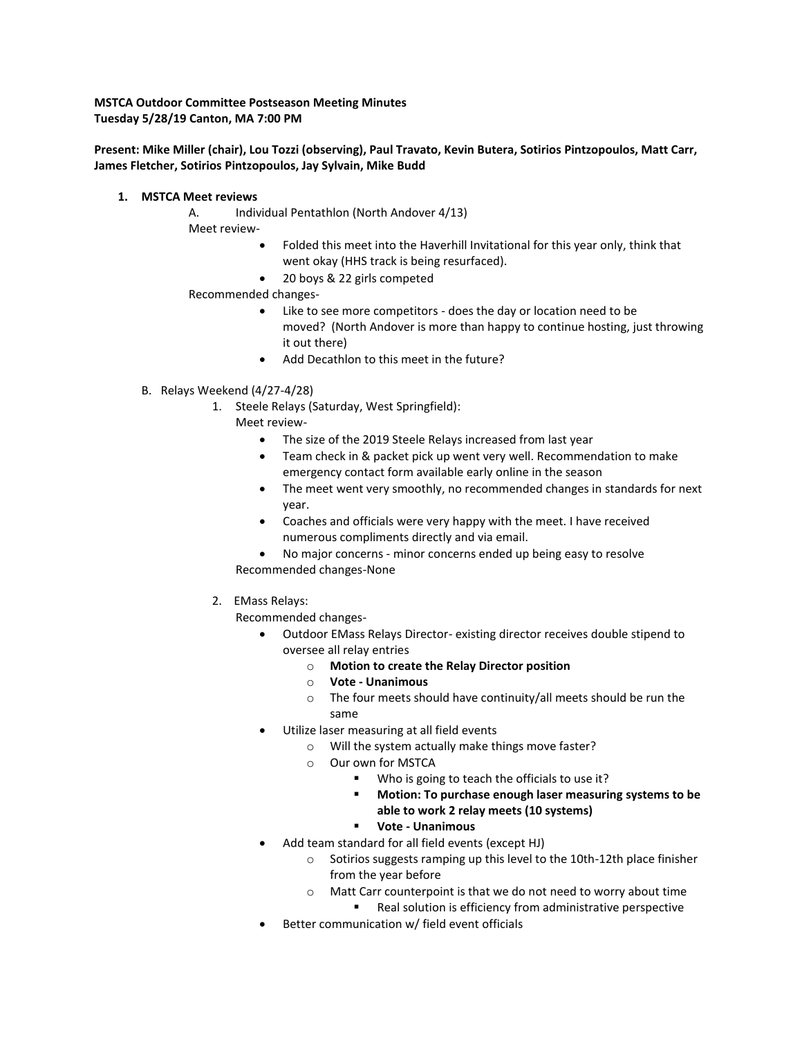**MSTCA Outdoor Committee Postseason Meeting Minutes**
**Tuesday 5/28/19 Canton, MA 7:00 PM**

**Present: Mike Miller (chair), Lou Tozzi (observing), Paul Travato, Kevin Butera, Sotirios Pintzopoulos, Matt Carr, James Fletcher, Sotirios Pintzopoulos, Jay Sylvain, Mike Budd**

1. **MSTCA Meet reviews**

   A. Individual Pentathlon (North Andover 4/13)

   Meet review-

   - Folded this meet into the Haverhill Invitational for this year only, think that went okay (HHS track is being resurfaced).
   - 20 boys & 22 girls competed

   Recommended changes-

   - Like to see more competitors - does the day or location need to be moved? (North Andover is more than happy to continue hosting, just throwing it out there)
   - Add Decathlon to this meet in the future?

   B. Relays Weekend (4/27-4/28)

   1. Steele Relays (Saturday, West Springfield):

      Meet review-

      - The size of the 2019 Steele Relays increased from last year
      - Team check in & packet pick up went very well. Recommendation to make emergency contact form available early online in the season
      - The meet went very smoothly, no recommended changes in standards for next year.
      - Coaches and officials were very happy with the meet. I have received numerous compliments directly and via email.
      - No major concerns - minor concerns ended up being easy to resolve

      Recommended changes-None

   2. EMass Relays:

      Recommended changes-

      - Outdoor EMass Relays Director- existing director receives double stipend to oversee all relay entries
        - **Motion to create the Relay Director position**
        - **Vote - Unanimous**
        - The four meets should have continuity/all meets should be run the same
      - Utilize laser measuring at all field events
        - Will the system actually make things move faster?
        - Our own for MSTCA
          - Who is going to teach the officials to use it?
          - **Motion: To purchase enough laser measuring systems to be able to work 2 relay meets (10 systems)**
          - **Vote - Unanimous**
      - Add team standard for all field events (except HJ)
        - Sotirios suggests ramping up this level to the 10th-12th place finisher from the year before
        - Matt Carr counterpoint is that we do not need to worry about time
          - Real solution is efficiency from administrative perspective
      - Better communication w/ field event officials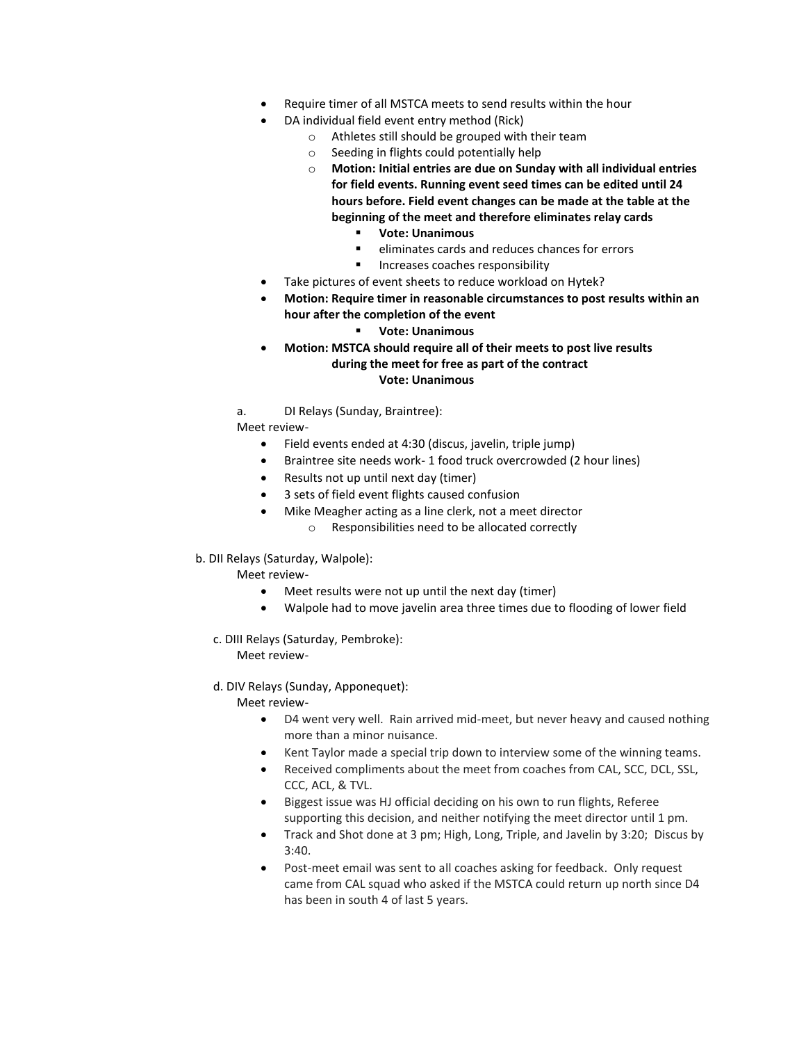- Require timer of all MSTCA meets to send results within the hour
- DA individual field event entry method (Rick)
  - Athletes still should be grouped with their team
  - Seeding in flights could potentially help
  - **Motion: Initial entries are due on Sunday with all individual entries for field events. Running event seed times can be edited until 24 hours before. Field event changes can be made at the table at the beginning of the meet and therefore eliminates relay cards**
    - **Vote: Unanimous**
    - eliminates cards and reduces chances for errors
    - Increases coaches responsibility
- Take pictures of event sheets to reduce workload on Hytek?
- **Motion: Require timer in reasonable circumstances to post results within an hour after the completion of the event**
  - **Vote: Unanimous**
- **Motion: MSTCA should require all of their meets to post live results during the meet for free as part of the contract**
  **Vote: Unanimous**

a. DI Relays (Sunday, Braintree):

Meet review-

- Field events ended at 4:30 (discus, javelin, triple jump)
- Braintree site needs work- 1 food truck overcrowded (2 hour lines)
- Results not up until next day (timer)
- 3 sets of field event flights caused confusion
- Mike Meagher acting as a line clerk, not a meet director
  - Responsibilities need to be allocated correctly

b. DII Relays (Saturday, Walpole):

Meet review-

- Meet results were not up until the next day (timer)
- Walpole had to move javelin area three times due to flooding of lower field

c. DIII Relays (Saturday, Pembroke):

Meet review-

d. DIV Relays (Sunday, Apponequet):

Meet review-

- D4 went very well. Rain arrived mid-meet, but never heavy and caused nothing more than a minor nuisance.
- Kent Taylor made a special trip down to interview some of the winning teams.
- Received compliments about the meet from coaches from CAL, SCC, DCL, SSL, CCC, ACL, & TVL.
- Biggest issue was HJ official deciding on his own to run flights, Referee supporting this decision, and neither notifying the meet director until 1 pm.
- Track and Shot done at 3 pm; High, Long, Triple, and Javelin by 3:20; Discus by 3:40.
- Post-meet email was sent to all coaches asking for feedback. Only request came from CAL squad who asked if the MSTCA could return up north since D4 has been in south 4 of last 5 years.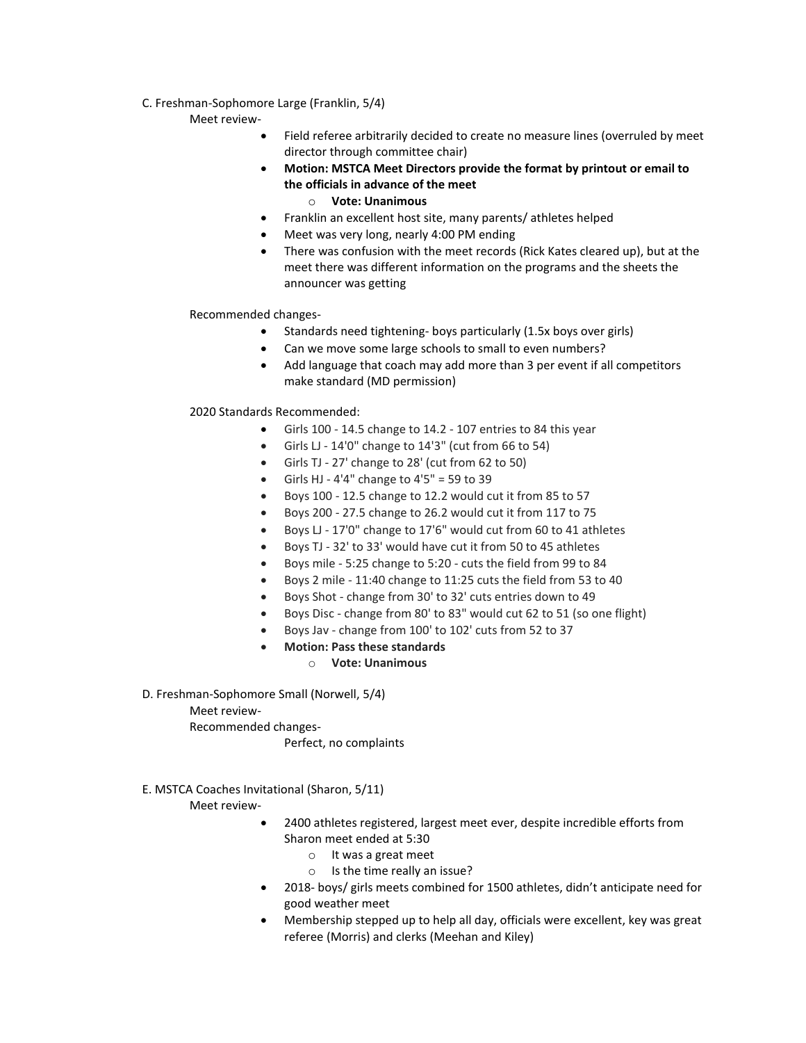C. Freshman-Sophomore Large (Franklin, 5/4)

Meet review-

- Field referee arbitrarily decided to create no measure lines (overruled by meet director through committee chair)
- **Motion: MSTCA Meet Directors provide the format by printout or email to the officials in advance of the meet**
  - **Vote: Unanimous**
- Franklin an excellent host site, many parents/ athletes helped
- Meet was very long, nearly 4:00 PM ending
- There was confusion with the meet records (Rick Kates cleared up), but at the meet there was different information on the programs and the sheets the announcer was getting

Recommended changes-

- Standards need tightening- boys particularly (1.5x boys over girls)
- Can we move some large schools to small to even numbers?
- Add language that coach may add more than 3 per event if all competitors make standard (MD permission)

2020 Standards Recommended:

- Girls 100 - 14.5 change to 14.2 - 107 entries to 84 this year
- Girls LJ - 14'0" change to 14'3" (cut from 66 to 54)
- Girls TJ - 27' change to 28' (cut from 62 to 50)
- Girls HJ - 4'4" change to 4'5" = 59 to 39
- Boys 100 - 12.5 change to 12.2 would cut it from 85 to 57
- Boys 200 - 27.5 change to 26.2 would cut it from 117 to 75
- Boys LJ - 17'0" change to 17'6" would cut from 60 to 41 athletes
- Boys TJ - 32' to 33' would have cut it from 50 to 45 athletes
- Boys mile - 5:25 change to 5:20 - cuts the field from 99 to 84
- Boys 2 mile - 11:40 change to 11:25 cuts the field from 53 to 40
- Boys Shot - change from 30' to 32' cuts entries down to 49
- Boys Disc - change from 80' to 83" would cut 62 to 51 (so one flight)
- Boys Jav - change from 100' to 102' cuts from 52 to 37
- **Motion: Pass these standards**
  - **Vote: Unanimous**

D. Freshman-Sophomore Small (Norwell, 5/4)

Meet review-

Recommended changes-

Perfect, no complaints

E. MSTCA Coaches Invitational (Sharon, 5/11)

Meet review-

- 2400 athletes registered, largest meet ever, despite incredible efforts from Sharon meet ended at 5:30
  - It was a great meet
  - Is the time really an issue?
- 2018- boys/ girls meets combined for 1500 athletes, didn't anticipate need for good weather meet
- Membership stepped up to help all day, officials were excellent, key was great referee (Morris) and clerks (Meehan and Kiley)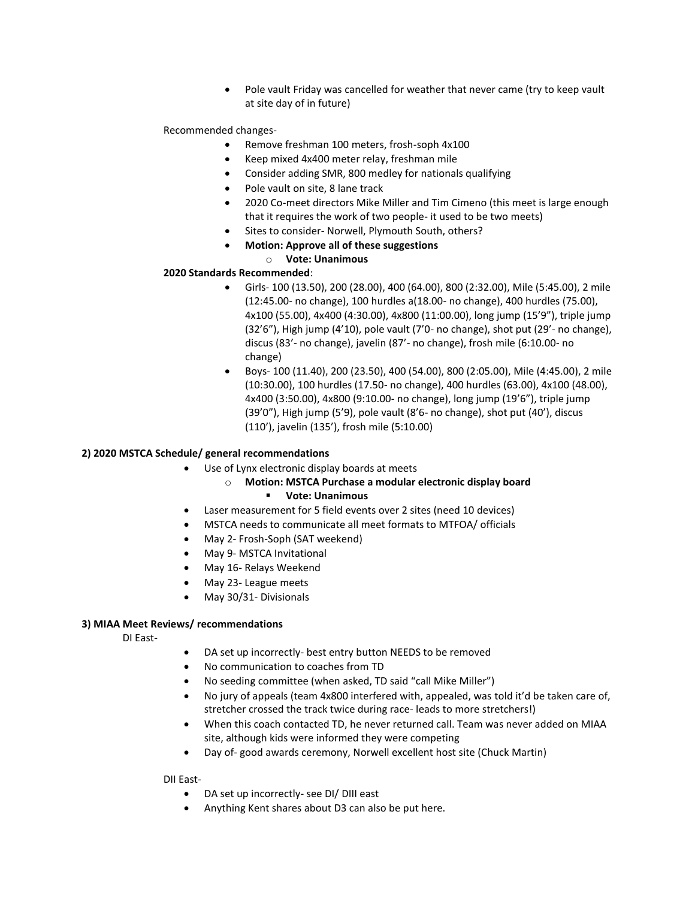- Pole vault Friday was cancelled for weather that never came (try to keep vault at site day of in future)

Recommended changes-

- Remove freshman 100 meters, frosh-soph 4x100
- Keep mixed 4x400 meter relay, freshman mile
- Consider adding SMR, 800 medley for nationals qualifying
- Pole vault on site, 8 lane track
- 2020 Co-meet directors Mike Miller and Tim Cimeno (this meet is large enough that it requires the work of two people- it used to be two meets)
- Sites to consider- Norwell, Plymouth South, others?
- **Motion: Approve all of these suggestions**
  - **Vote: Unanimous**

**2020 Standards Recommended**:

- Girls- 100 (13.50), 200 (28.00), 400 (64.00), 800 (2:32.00), Mile (5:45.00), 2 mile (12:45.00- no change), 100 hurdles a(18.00- no change), 400 hurdles (75.00), 4x100 (55.00), 4x400 (4:30.00), 4x800 (11:00.00), long jump (15'9"), triple jump (32'6"), High jump (4'10), pole vault (7'0- no change), shot put (29'- no change), discus (83'- no change), javelin (87'- no change), frosh mile (6:10.00- no change)
- Boys- 100 (11.40), 200 (23.50), 400 (54.00), 800 (2:05.00), Mile (4:45.00), 2 mile (10:30.00), 100 hurdles (17.50- no change), 400 hurdles (63.00), 4x100 (48.00), 4x400 (3:50.00), 4x800 (9:10.00- no change), long jump (19'6"), triple jump (39'0"), High jump (5'9), pole vault (8'6- no change), shot put (40'), discus (110'), javelin (135'), frosh mile (5:10.00)

**2) 2020 MSTCA Schedule/ general recommendations**

- Use of Lynx electronic display boards at meets
  - **Motion: MSTCA Purchase a modular electronic display board**
    - **Vote: Unanimous**
- Laser measurement for 5 field events over 2 sites (need 10 devices)
- MSTCA needs to communicate all meet formats to MTFOA/ officials
- May 2- Frosh-Soph (SAT weekend)
- May 9- MSTCA Invitational
- May 16- Relays Weekend
- May 23- League meets
- May 30/31- Divisionals

**3) MIAA Meet Reviews/ recommendations**

DI East-

- DA set up incorrectly- best entry button NEEDS to be removed
- No communication to coaches from TD
- No seeding committee (when asked, TD said "call Mike Miller")
- No jury of appeals (team 4x800 interfered with, appealed, was told it'd be taken care of, stretcher crossed the track twice during race- leads to more stretchers!)
- When this coach contacted TD, he never returned call. Team was never added on MIAA site, although kids were informed they were competing
- Day of- good awards ceremony, Norwell excellent host site (Chuck Martin)

DII East-

- DA set up incorrectly- see DI/ DIII east
- Anything Kent shares about D3 can also be put here.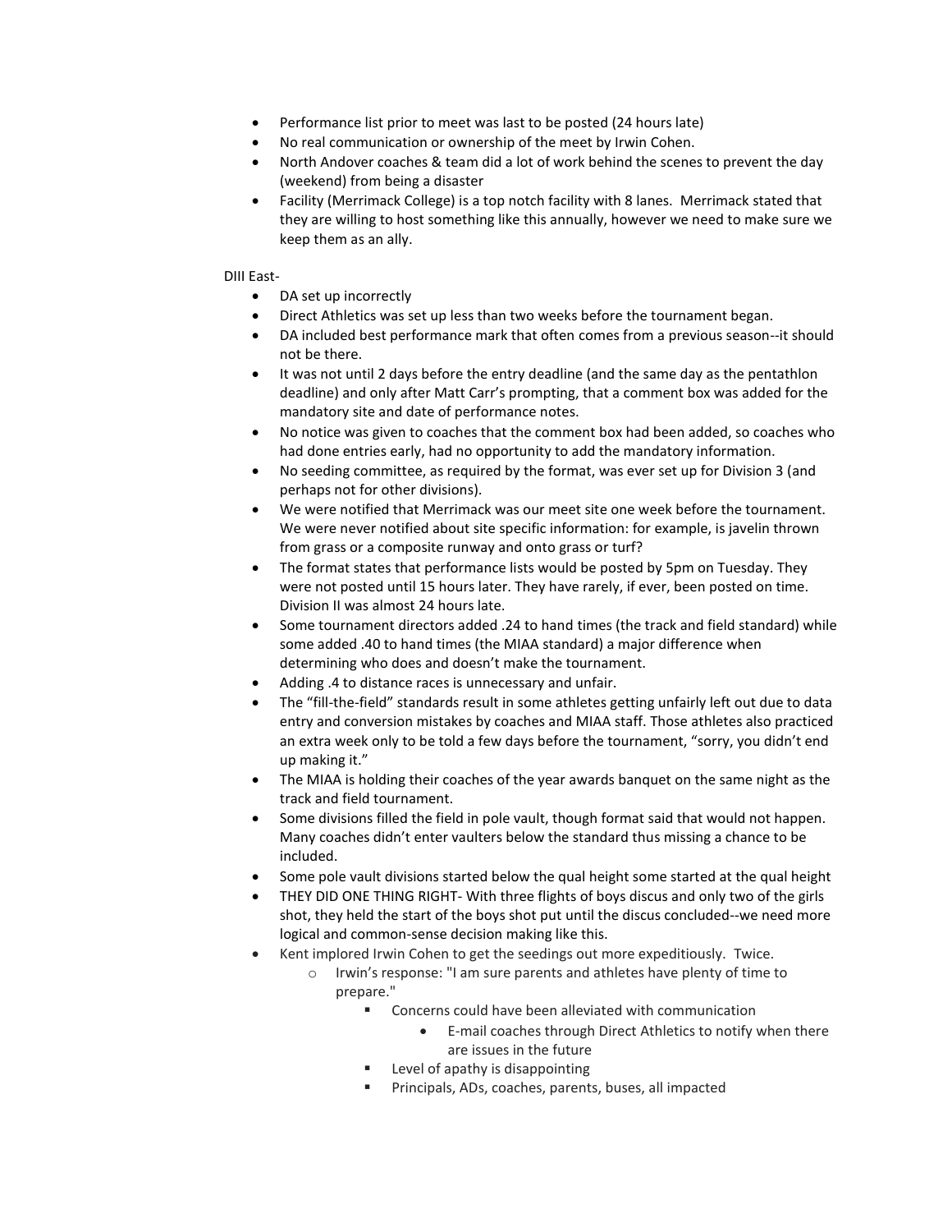- Performance list prior to meet was last to be posted (24 hours late)
- No real communication or ownership of the meet by Irwin Cohen.
- North Andover coaches & team did a lot of work behind the scenes to prevent the day (weekend) from being a disaster
- Facility (Merrimack College) is a top notch facility with 8 lanes. Merrimack stated that they are willing to host something like this annually, however we need to make sure we keep them as an ally.

DIII East-

- DA set up incorrectly
- Direct Athletics was set up less than two weeks before the tournament began.
- DA included best performance mark that often comes from a previous season--it should not be there.
- It was not until 2 days before the entry deadline (and the same day as the pentathlon deadline) and only after Matt Carr's prompting, that a comment box was added for the mandatory site and date of performance notes.
- No notice was given to coaches that the comment box had been added, so coaches who had done entries early, had no opportunity to add the mandatory information.
- No seeding committee, as required by the format, was ever set up for Division 3 (and perhaps not for other divisions).
- We were notified that Merrimack was our meet site one week before the tournament. We were never notified about site specific information: for example, is javelin thrown from grass or a composite runway and onto grass or turf?
- The format states that performance lists would be posted by 5pm on Tuesday. They were not posted until 15 hours later. They have rarely, if ever, been posted on time. Division II was almost 24 hours late.
- Some tournament directors added .24 to hand times (the track and field standard) while some added .40 to hand times (the MIAA standard) a major difference when determining who does and doesn't make the tournament.
- Adding .4 to distance races is unnecessary and unfair.
- The "fill-the-field" standards result in some athletes getting unfairly left out due to data entry and conversion mistakes by coaches and MIAA staff. Those athletes also practiced an extra week only to be told a few days before the tournament, "sorry, you didn't end up making it."
- The MIAA is holding their coaches of the year awards banquet on the same night as the track and field tournament.
- Some divisions filled the field in pole vault, though format said that would not happen. Many coaches didn't enter vaulters below the standard thus missing a chance to be included.
- Some pole vault divisions started below the qual height some started at the qual height
- THEY DID ONE THING RIGHT- With three flights of boys discus and only two of the girls shot, they held the start of the boys shot put until the discus concluded--we need more logical and common-sense decision making like this.
- Kent implored Irwin Cohen to get the seedings out more expeditiously. Twice.
  - Irwin's response: "I am sure parents and athletes have plenty of time to prepare."
    - Concerns could have been alleviated with communication
      - E-mail coaches through Direct Athletics to notify when there are issues in the future
    - Level of apathy is disappointing
    - Principals, ADs, coaches, parents, buses, all impacted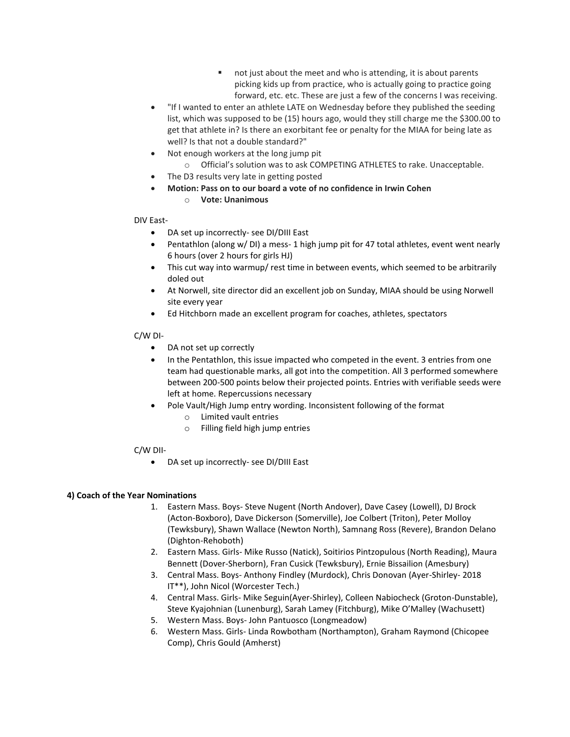- not just about the meet and who is attending, it is about parents picking kids up from practice, who is actually going to practice going forward, etc. etc. These are just a few of the concerns I was receiving.
- "If I wanted to enter an athlete LATE on Wednesday before they published the seeding list, which was supposed to be (15) hours ago, would they still charge me the $300.00 to get that athlete in? Is there an exorbitant fee or penalty for the MIAA for being late as well? Is that not a double standard?"
- Not enough workers at the long jump pit
    - Official's solution was to ask COMPETING ATHLETES to rake. Unacceptable.
- The D3 results very late in getting posted
- **Motion: Pass on to our board a vote of no confidence in Irwin Cohen**
    - **Vote: Unanimous**

DIV East-

- DA set up incorrectly- see DI/DIII East
- Pentathlon (along w/ DI) a mess- 1 high jump pit for 47 total athletes, event went nearly 6 hours (over 2 hours for girls HJ)
- This cut way into warmup/ rest time in between events, which seemed to be arbitrarily doled out
- At Norwell, site director did an excellent job on Sunday, MIAA should be using Norwell site every year
- Ed Hitchborn made an excellent program for coaches, athletes, spectators

C/W DI-

- DA not set up correctly
- In the Pentathlon, this issue impacted who competed in the event. 3 entries from one team had questionable marks, all got into the competition. All 3 performed somewhere between 200-500 points below their projected points. Entries with verifiable seeds were left at home. Repercussions necessary
- Pole Vault/High Jump entry wording. Inconsistent following of the format
    - Limited vault entries
    - Filling field high jump entries

C/W DII-

- DA set up incorrectly- see DI/DIII East

**4) Coach of the Year Nominations**

1. Eastern Mass. Boys- Steve Nugent (North Andover), Dave Casey (Lowell), DJ Brock (Acton-Boxboro), Dave Dickerson (Somerville), Joe Colbert (Triton), Peter Molloy (Tewksbury), Shawn Wallace (Newton North), Samnang Ross (Revere), Brandon Delano (Dighton-Rehoboth)
2. Eastern Mass. Girls- Mike Russo (Natick), Soitirios Pintzopulous (North Reading), Maura Bennett (Dover-Sherborn), Fran Cusick (Tewksbury), Ernie Bissailion (Amesbury)
3. Central Mass. Boys- Anthony Findley (Murdock), Chris Donovan (Ayer-Shirley- 2018 IT**), John Nicol (Worcester Tech.)
4. Central Mass. Girls- Mike Seguin(Ayer-Shirley), Colleen Nabiocheck (Groton-Dunstable), Steve Kyajohnian (Lunenburg), Sarah Lamey (Fitchburg), Mike O'Malley (Wachusett)
5. Western Mass. Boys- John Pantuosco (Longmeadow)
6. Western Mass. Girls- Linda Rowbotham (Northampton), Graham Raymond (Chicopee Comp), Chris Gould (Amherst)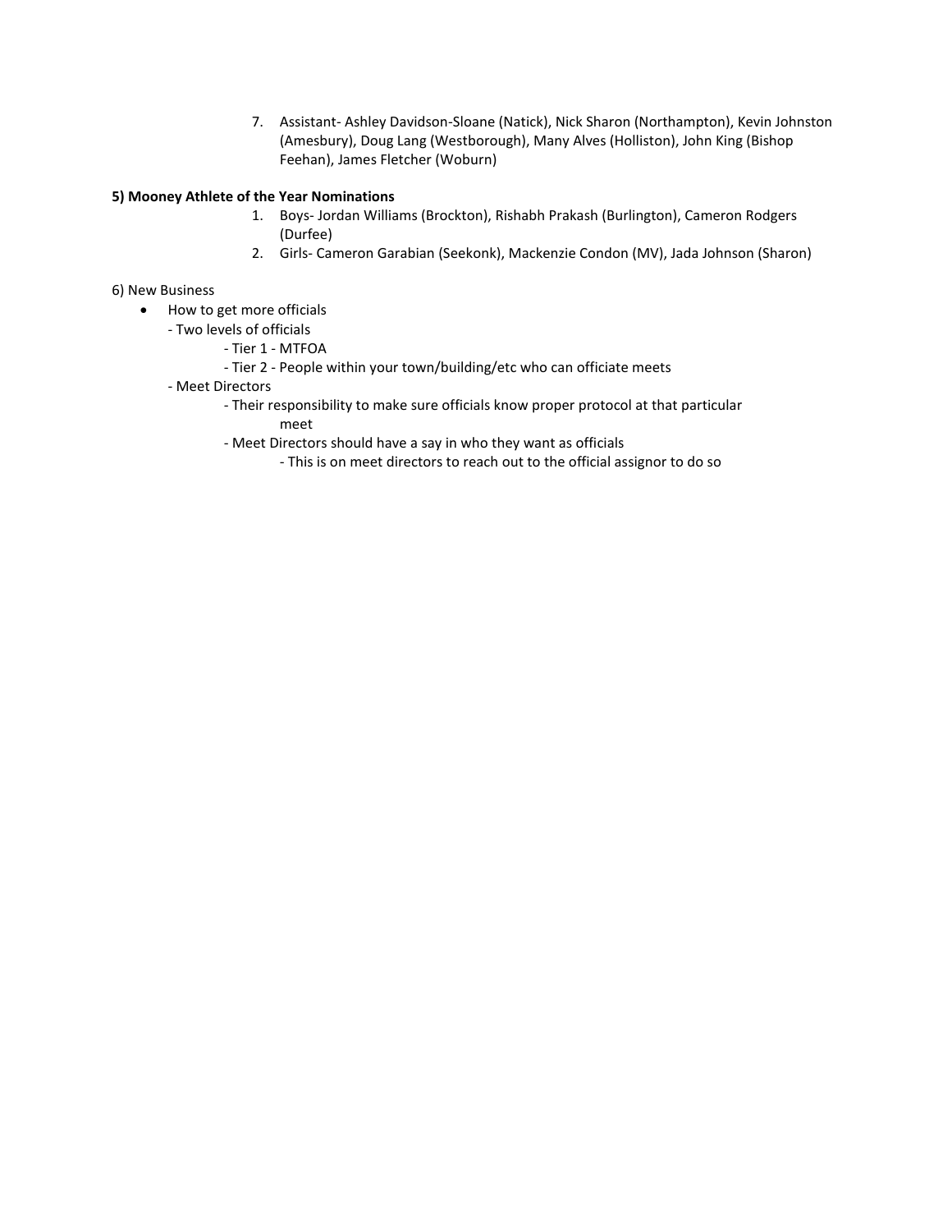7. Assistant- Ashley Davidson-Sloane (Natick), Nick Sharon (Northampton), Kevin Johnston (Amesbury), Doug Lang (Westborough), Many Alves (Holliston), John King (Bishop Feehan), James Fletcher (Woburn)

**5) Mooney Athlete of the Year Nominations**

1. Boys- Jordan Williams (Brockton), Rishabh Prakash (Burlington), Cameron Rodgers (Durfee)
2. Girls- Cameron Garabian (Seekonk), Mackenzie Condon (MV), Jada Johnson (Sharon)

6) New Business

- How to get more officials
  - Two levels of officials
    - Tier 1 - MTFOA
    - Tier 2 - People within your town/building/etc who can officiate meets
  - Meet Directors
    - Their responsibility to make sure officials know proper protocol at that particular meet
    - Meet Directors should have a say in who they want as officials
      - This is on meet directors to reach out to the official assignor to do so